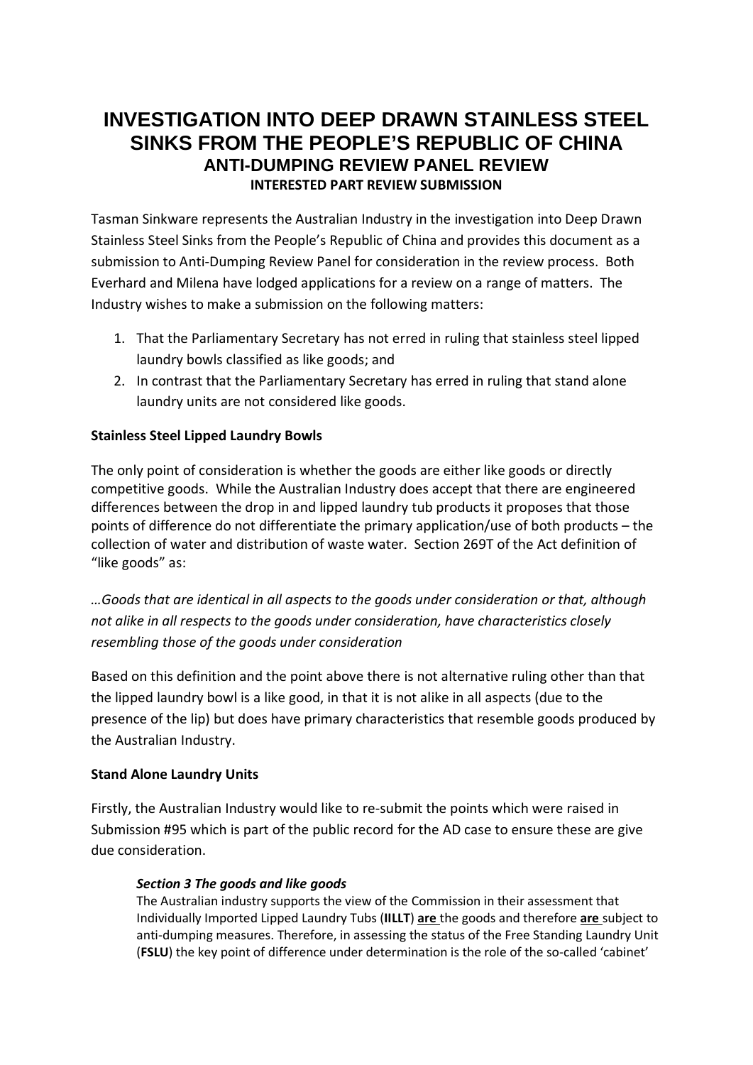# INVESTIGATION INTO DEEP DRAWN STAINLESS STEEL SINKS FROM THE PEOPLE'S REPUBLIC OF CHINA

## ANTI-DUMPING REVIEW PANEL REVIEW

### INTERESTED PART REVIEW SUBMISSION

Tasman Sinkware represents the Australian Industry in the investigation into Deep Drawn Stainless Steel Sinks from the People's Republic of China and provides this document as a submission to Anti-Dumping Review Panel for consideration in the review process. Both Everhard and Milena have lodged applications for a review on a range of matters. The Industry wishes to make a submission on the following matters:

1. That the Parliamentary Secretary has not erred in ruling that stainless steel lipped laundry bowls classified as like goods; and
2. In contrast that the Parliamentary Secretary has erred in ruling that stand alone laundry units are not considered like goods.

**Stainless Steel Lipped Laundry Bowls**

The only point of consideration is whether the goods are either like goods or directly competitive goods. While the Australian Industry does accept that there are engineered differences between the drop in and lipped laundry tub products it proposes that those points of difference do not differentiate the primary application/use of both products – the collection of water and distribution of waste water. Section 269T of the Act definition of "like goods" as:

*…Goods that are identical in all aspects to the goods under consideration or that, although not alike in all respects to the goods under consideration, have characteristics closely resembling those of the goods under consideration*

Based on this definition and the point above there is not alternative ruling other than that the lipped laundry bowl is a like good, in that it is not alike in all aspects (due to the presence of the lip) but does have primary characteristics that resemble goods produced by the Australian Industry.

**Stand Alone Laundry Units**

Firstly, the Australian Industry would like to re-submit the points which were raised in Submission #95 which is part of the public record for the AD case to ensure these are give due consideration.

> ***Section 3 The goods and like goods***
>
> The Australian industry supports the view of the Commission in their assessment that Individually Imported Lipped Laundry Tubs (**IILLT**) **are** the goods and therefore **are** subject to anti-dumping measures. Therefore, in assessing the status of the Free Standing Laundry Unit (**FSLU**) the key point of difference under determination is the role of the so-called 'cabinet'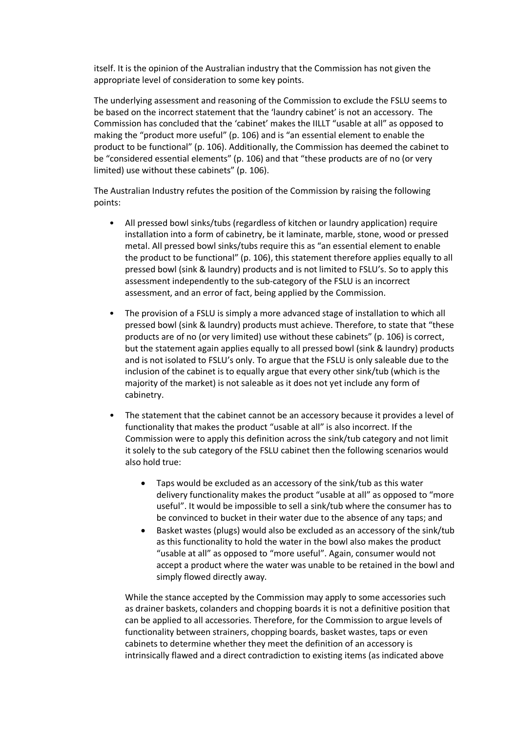itself. It is the opinion of the Australian industry that the Commission has not given the appropriate level of consideration to some key points.

The underlying assessment and reasoning of the Commission to exclude the FSLU seems to be based on the incorrect statement that the 'laundry cabinet' is not an accessory. The Commission has concluded that the 'cabinet' makes the IILLT "usable at all" as opposed to making the "product more useful" (p. 106) and is "an essential element to enable the product to be functional" (p. 106). Additionally, the Commission has deemed the cabinet to be "considered essential elements" (p. 106) and that "these products are of no (or very limited) use without these cabinets" (p. 106).

The Australian Industry refutes the position of the Commission by raising the following points:

- All pressed bowl sinks/tubs (regardless of kitchen or laundry application) require installation into a form of cabinetry, be it laminate, marble, stone, wood or pressed metal. All pressed bowl sinks/tubs require this as "an essential element to enable the product to be functional" (p. 106), this statement therefore applies equally to all pressed bowl (sink & laundry) products and is not limited to FSLU's. So to apply this assessment independently to the sub-category of the FSLU is an incorrect assessment, and an error of fact, being applied by the Commission.
- The provision of a FSLU is simply a more advanced stage of installation to which all pressed bowl (sink & laundry) products must achieve. Therefore, to state that "these products are of no (or very limited) use without these cabinets" (p. 106) is correct, but the statement again applies equally to all pressed bowl (sink & laundry) products and is not isolated to FSLU's only. To argue that the FSLU is only saleable due to the inclusion of the cabinet is to equally argue that every other sink/tub (which is the majority of the market) is not saleable as it does not yet include any form of cabinetry.
- The statement that the cabinet cannot be an accessory because it provides a level of functionality that makes the product "usable at all" is also incorrect. If the Commission were to apply this definition across the sink/tub category and not limit it solely to the sub category of the FSLU cabinet then the following scenarios would also hold true:
    - Taps would be excluded as an accessory of the sink/tub as this water delivery functionality makes the product "usable at all" as opposed to "more useful". It would be impossible to sell a sink/tub where the consumer has to be convinced to bucket in their water due to the absence of any taps; and
    - Basket wastes (plugs) would also be excluded as an accessory of the sink/tub as this functionality to hold the water in the bowl also makes the product "usable at all" as opposed to "more useful". Again, consumer would not accept a product where the water was unable to be retained in the bowl and simply flowed directly away.

  While the stance accepted by the Commission may apply to some accessories such as drainer baskets, colanders and chopping boards it is not a definitive position that can be applied to all accessories. Therefore, for the Commission to argue levels of functionality between strainers, chopping boards, basket wastes, taps or even cabinets to determine whether they meet the definition of an accessory is intrinsically flawed and a direct contradiction to existing items (as indicated above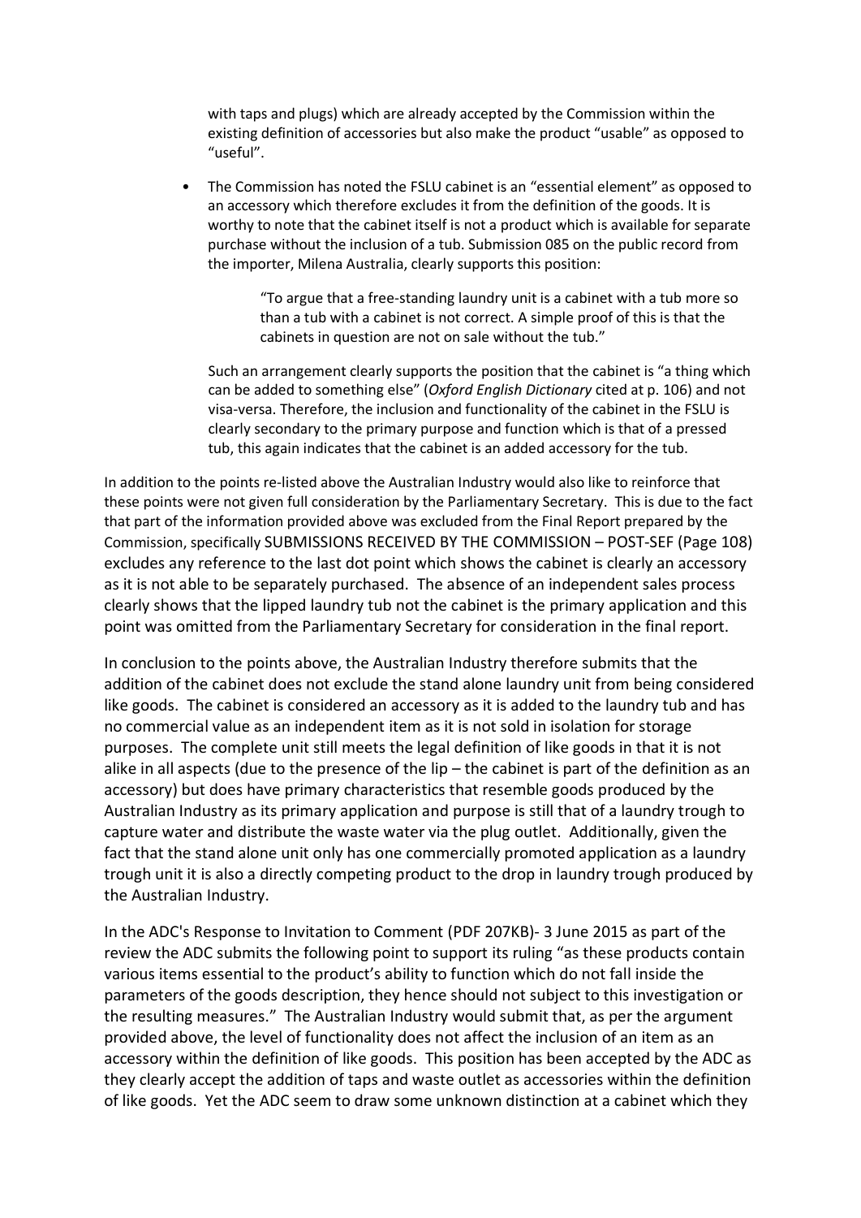with taps and plugs) which are already accepted by the Commission within the existing definition of accessories but also make the product "usable" as opposed to "useful".

- The Commission has noted the FSLU cabinet is an "essential element" as opposed to an accessory which therefore excludes it from the definition of the goods. It is worthy to note that the cabinet itself is not a product which is available for separate purchase without the inclusion of a tub. Submission 085 on the public record from the importer, Milena Australia, clearly supports this position:

  > "To argue that a free-standing laundry unit is a cabinet with a tub more so than a tub with a cabinet is not correct. A simple proof of this is that the cabinets in question are not on sale without the tub."

  Such an arrangement clearly supports the position that the cabinet is "a thing which can be added to something else" (*Oxford English Dictionary* cited at p. 106) and not visa-versa. Therefore, the inclusion and functionality of the cabinet in the FSLU is clearly secondary to the primary purpose and function which is that of a pressed tub, this again indicates that the cabinet is an added accessory for the tub.

In addition to the points re-listed above the Australian Industry would also like to reinforce that these points were not given full consideration by the Parliamentary Secretary. This is due to the fact that part of the information provided above was excluded from the Final Report prepared by the Commission, specifically SUBMISSIONS RECEIVED BY THE COMMISSION – POST-SEF (Page 108) excludes any reference to the last dot point which shows the cabinet is clearly an accessory as it is not able to be separately purchased. The absence of an independent sales process clearly shows that the lipped laundry tub not the cabinet is the primary application and this point was omitted from the Parliamentary Secretary for consideration in the final report.

In conclusion to the points above, the Australian Industry therefore submits that the addition of the cabinet does not exclude the stand alone laundry unit from being considered like goods. The cabinet is considered an accessory as it is added to the laundry tub and has no commercial value as an independent item as it is not sold in isolation for storage purposes. The complete unit still meets the legal definition of like goods in that it is not alike in all aspects (due to the presence of the lip – the cabinet is part of the definition as an accessory) but does have primary characteristics that resemble goods produced by the Australian Industry as its primary application and purpose is still that of a laundry trough to capture water and distribute the waste water via the plug outlet. Additionally, given the fact that the stand alone unit only has one commercially promoted application as a laundry trough unit it is also a directly competing product to the drop in laundry trough produced by the Australian Industry.

In the ADC's Response to Invitation to Comment (PDF 207KB)- 3 June 2015 as part of the review the ADC submits the following point to support its ruling "as these products contain various items essential to the product's ability to function which do not fall inside the parameters of the goods description, they hence should not subject to this investigation or the resulting measures." The Australian Industry would submit that, as per the argument provided above, the level of functionality does not affect the inclusion of an item as an accessory within the definition of like goods. This position has been accepted by the ADC as they clearly accept the addition of taps and waste outlet as accessories within the definition of like goods. Yet the ADC seem to draw some unknown distinction at a cabinet which they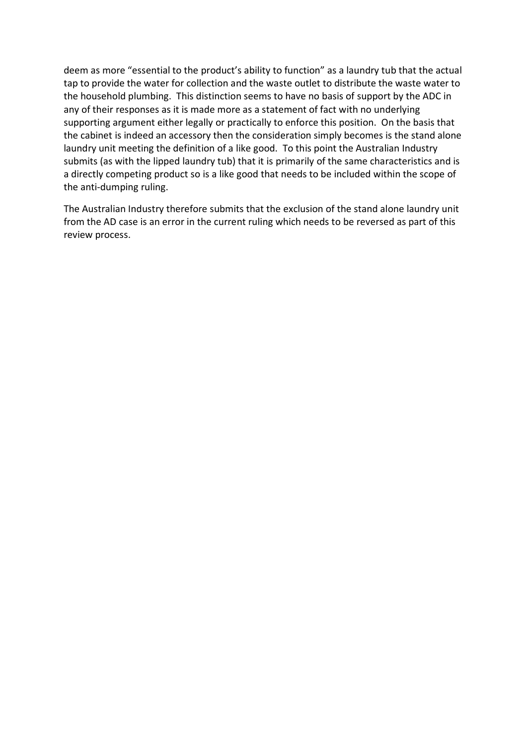deem as more "essential to the product's ability to function" as a laundry tub that the actual tap to provide the water for collection and the waste outlet to distribute the waste water to the household plumbing. This distinction seems to have no basis of support by the ADC in any of their responses as it is made more as a statement of fact with no underlying supporting argument either legally or practically to enforce this position. On the basis that the cabinet is indeed an accessory then the consideration simply becomes is the stand alone laundry unit meeting the definition of a like good. To this point the Australian Industry submits (as with the lipped laundry tub) that it is primarily of the same characteristics and is a directly competing product so is a like good that needs to be included within the scope of the anti-dumping ruling.

The Australian Industry therefore submits that the exclusion of the stand alone laundry unit from the AD case is an error in the current ruling which needs to be reversed as part of this review process.